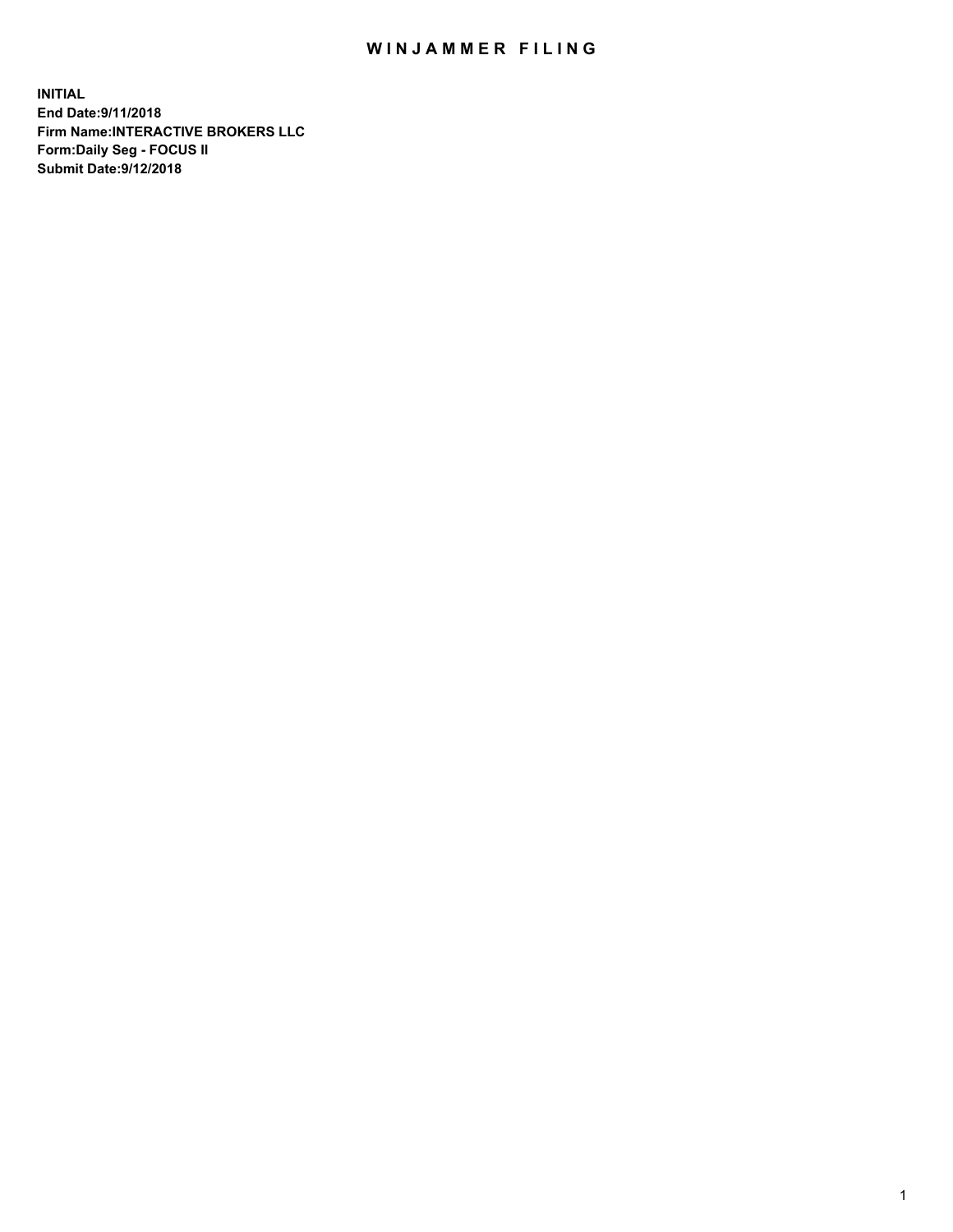# WINJAMMER FILING

**INITIAL**
**End Date:9/11/2018**
**Firm Name:INTERACTIVE BROKERS LLC**
**Form:Daily Seg - FOCUS II**
**Submit Date:9/12/2018**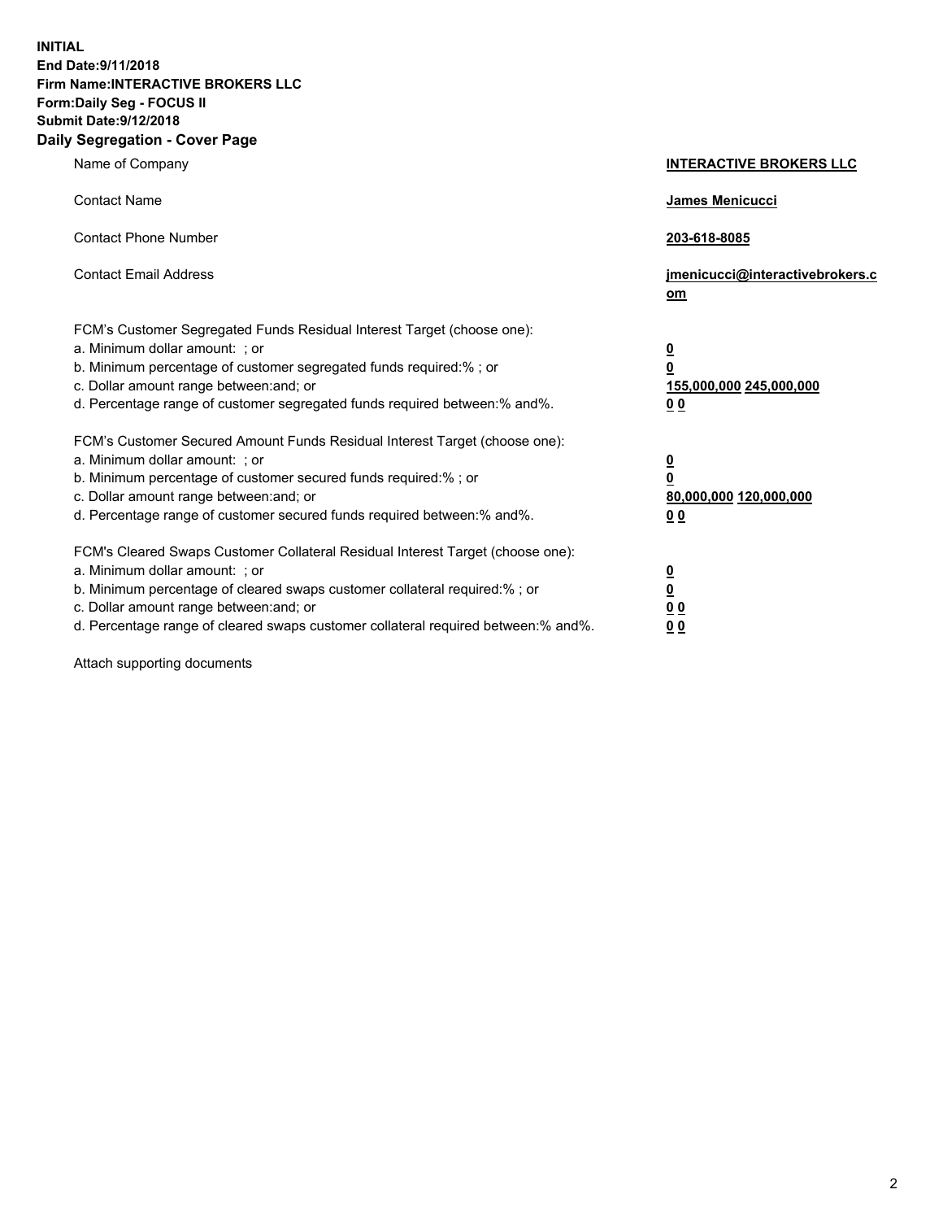**INITIAL**
**End Date:9/11/2018**
**Firm Name:INTERACTIVE BROKERS LLC**
**Form:Daily Seg - FOCUS II**
**Submit Date:9/12/2018**
**Daily Segregation - Cover Page**

| | |
|---|---|
| Name of Company | **INTERACTIVE BROKERS LLC** |
| Contact Name | **James Menicucci** |
| Contact Phone Number | **203-618-8085** |
| Contact Email Address | **jmenicucci@interactivebrokers.com** |
| FCM's Customer Segregated Funds Residual Interest Target (choose one): | |
| a. Minimum dollar amount: ; or | **0** |
| b. Minimum percentage of customer segregated funds required:% ; or | **0** |
| c. Dollar amount range between:and; or | **155,000,000 245,000,000** |
| d. Percentage range of customer segregated funds required between:% and%. | **0 0** |
| FCM's Customer Secured Amount Funds Residual Interest Target (choose one): | |
| a. Minimum dollar amount: ; or | **0** |
| b. Minimum percentage of customer secured funds required:% ; or | **0** |
| c. Dollar amount range between:and; or | **80,000,000 120,000,000** |
| d. Percentage range of customer secured funds required between:% and%. | **0 0** |
| FCM's Cleared Swaps Customer Collateral Residual Interest Target (choose one): | |
| a. Minimum dollar amount: ; or | **0** |
| b. Minimum percentage of cleared swaps customer collateral required:% ; or | **0** |
| c. Dollar amount range between:and; or | **0 0** |
| d. Percentage range of cleared swaps customer collateral required between:% and%. | **0 0** |

Attach supporting documents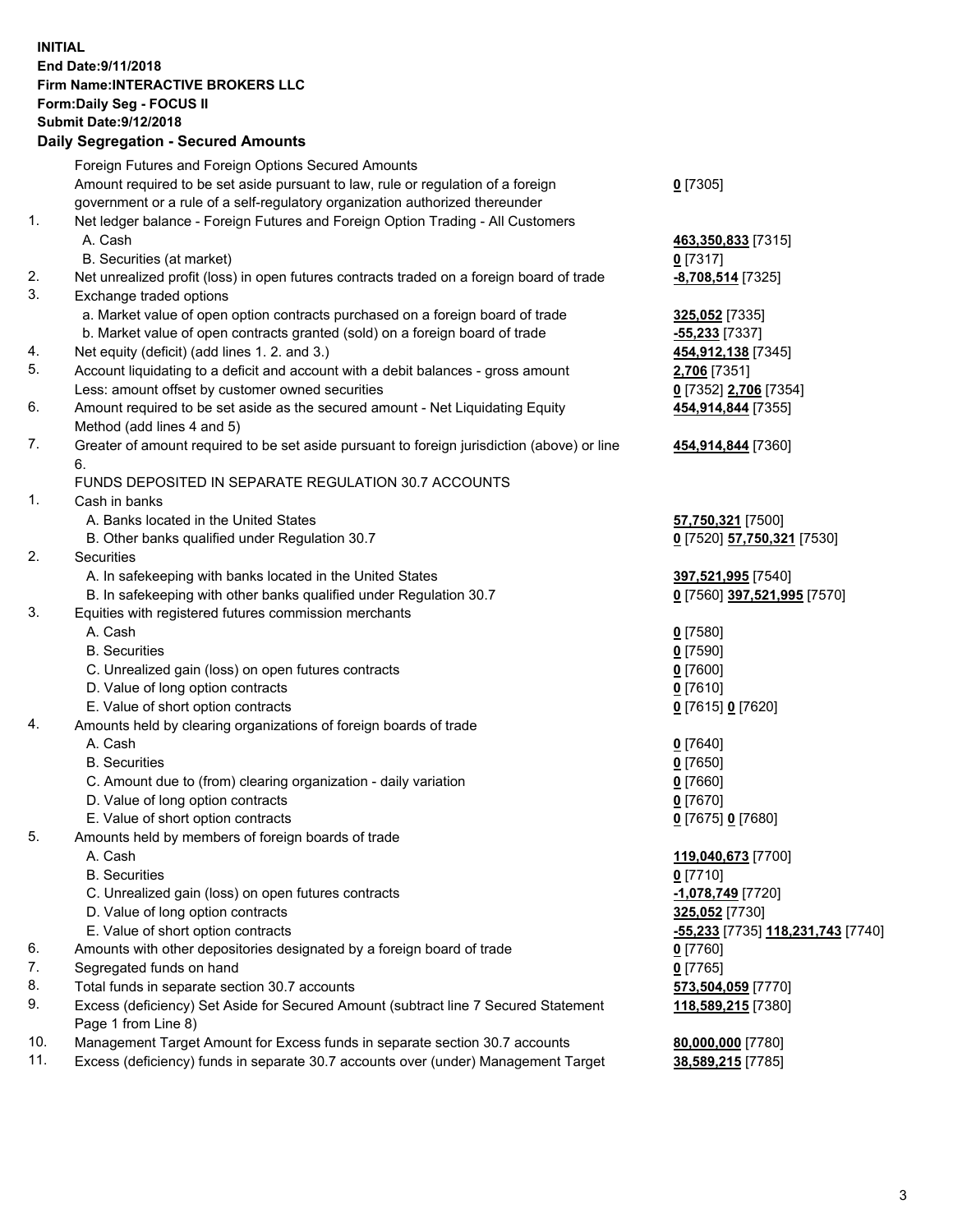**INITIAL**
**End Date:9/11/2018**
**Firm Name:INTERACTIVE BROKERS LLC**
**Form:Daily Seg - FOCUS II**
**Submit Date:9/12/2018**

**Daily Segregation - Secured Amounts**

| | | |
|---|---|---|
| | Foreign Futures and Foreign Options Secured Amounts | |
| | Amount required to be set aside pursuant to law, rule or regulation of a foreign government or a rule of a self-regulatory organization authorized thereunder | 0 [7305] |
| 1. | Net ledger balance - Foreign Futures and Foreign Option Trading - All Customers | |
| | A. Cash | 463,350,833 [7315] |
| | B. Securities (at market) | 0 [7317] |
| 2. | Net unrealized profit (loss) in open futures contracts traded on a foreign board of trade | -8,708,514 [7325] |
| 3. | Exchange traded options | |
| | a. Market value of open option contracts purchased on a foreign board of trade | 325,052 [7335] |
| | b. Market value of open contracts granted (sold) on a foreign board of trade | -55,233 [7337] |
| 4. | Net equity (deficit) (add lines 1. 2. and 3.) | 454,912,138 [7345] |
| 5. | Account liquidating to a deficit and account with a debit balances - gross amount | 2,706 [7351] |
| | Less: amount offset by customer owned securities | 0 [7352] 2,706 [7354] |
| 6. | Amount required to be set aside as the secured amount - Net Liquidating Equity Method (add lines 4 and 5) | 454,914,844 [7355] |
| 7. | Greater of amount required to be set aside pursuant to foreign jurisdiction (above) or line 6. | 454,914,844 [7360] |
| | FUNDS DEPOSITED IN SEPARATE REGULATION 30.7 ACCOUNTS | |
| 1. | Cash in banks | |
| | A. Banks located in the United States | 57,750,321 [7500] |
| | B. Other banks qualified under Regulation 30.7 | 0 [7520] 57,750,321 [7530] |
| 2. | Securities | |
| | A. In safekeeping with banks located in the United States | 397,521,995 [7540] |
| | B. In safekeeping with other banks qualified under Regulation 30.7 | 0 [7560] 397,521,995 [7570] |
| 3. | Equities with registered futures commission merchants | |
| | A. Cash | 0 [7580] |
| | B. Securities | 0 [7590] |
| | C. Unrealized gain (loss) on open futures contracts | 0 [7600] |
| | D. Value of long option contracts | 0 [7610] |
| | E. Value of short option contracts | 0 [7615] 0 [7620] |
| 4. | Amounts held by clearing organizations of foreign boards of trade | |
| | A. Cash | 0 [7640] |
| | B. Securities | 0 [7650] |
| | C. Amount due to (from) clearing organization - daily variation | 0 [7660] |
| | D. Value of long option contracts | 0 [7670] |
| | E. Value of short option contracts | 0 [7675] 0 [7680] |
| 5. | Amounts held by members of foreign boards of trade | |
| | A. Cash | 119,040,673 [7700] |
| | B. Securities | 0 [7710] |
| | C. Unrealized gain (loss) on open futures contracts | -1,078,749 [7720] |
| | D. Value of long option contracts | 325,052 [7730] |
| | E. Value of short option contracts | -55,233 [7735] 118,231,743 [7740] |
| 6. | Amounts with other depositories designated by a foreign board of trade | 0 [7760] |
| 7. | Segregated funds on hand | 0 [7765] |
| 8. | Total funds in separate section 30.7 accounts | 573,504,059 [7770] |
| 9. | Excess (deficiency) Set Aside for Secured Amount (subtract line 7 Secured Statement Page 1 from Line 8) | 118,589,215 [7380] |
| 10. | Management Target Amount for Excess funds in separate section 30.7 accounts | 80,000,000 [7780] |
| 11. | Excess (deficiency) funds in separate 30.7 accounts over (under) Management Target | 38,589,215 [7785] |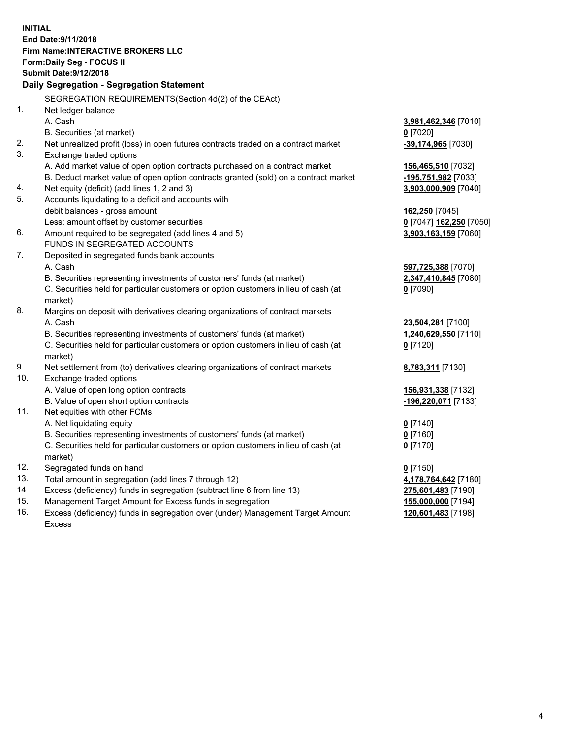**INITIAL**
**End Date:9/11/2018**
**Firm Name:INTERACTIVE BROKERS LLC**
**Form:Daily Seg - FOCUS II**
**Submit Date:9/12/2018**

**Daily Segregation - Segregation Statement**

SEGREGATION REQUIREMENTS(Section 4d(2) of the CEAct)

| | | |
|---|---|---|
| 1. | Net ledger balance | |
| | A. Cash | **3,981,462,346** [7010] |
| | B. Securities (at market) | **0** [7020] |
| 2. | Net unrealized profit (loss) in open futures contracts traded on a contract market | **-39,174,965** [7030] |
| 3. | Exchange traded options | |
| | A. Add market value of open option contracts purchased on a contract market | **156,465,510** [7032] |
| | B. Deduct market value of open option contracts granted (sold) on a contract market | **-195,751,982** [7033] |
| 4. | Net equity (deficit) (add lines 1, 2 and 3) | **3,903,000,909** [7040] |
| 5. | Accounts liquidating to a deficit and accounts with debit balances - gross amount | **162,250** [7045] |
| | Less: amount offset by customer securities | **0** [7047] **162,250** [7050] |
| 6. | Amount required to be segregated (add lines 4 and 5) | **3,903,163,159** [7060] |
| | FUNDS IN SEGREGATED ACCOUNTS | |
| 7. | Deposited in segregated funds bank accounts | |
| | A. Cash | **597,725,388** [7070] |
| | B. Securities representing investments of customers' funds (at market) | **2,347,410,845** [7080] |
| | C. Securities held for particular customers or option customers in lieu of cash (at market) | **0** [7090] |
| 8. | Margins on deposit with derivatives clearing organizations of contract markets | |
| | A. Cash | **23,504,281** [7100] |
| | B. Securities representing investments of customers' funds (at market) | **1,240,629,550** [7110] |
| | C. Securities held for particular customers or option customers in lieu of cash (at market) | **0** [7120] |
| 9. | Net settlement from (to) derivatives clearing organizations of contract markets | **8,783,311** [7130] |
| 10. | Exchange traded options | |
| | A. Value of open long option contracts | **156,931,338** [7132] |
| | B. Value of open short option contracts | **-196,220,071** [7133] |
| 11. | Net equities with other FCMs | |
| | A. Net liquidating equity | **0** [7140] |
| | B. Securities representing investments of customers' funds (at market) | **0** [7160] |
| | C. Securities held for particular customers or option customers in lieu of cash (at market) | **0** [7170] |
| 12. | Segregated funds on hand | **0** [7150] |
| 13. | Total amount in segregation (add lines 7 through 12) | **4,178,764,642** [7180] |
| 14. | Excess (deficiency) funds in segregation (subtract line 6 from line 13) | **275,601,483** [7190] |
| 15. | Management Target Amount for Excess funds in segregation | **155,000,000** [7194] |
| 16. | Excess (deficiency) funds in segregation over (under) Management Target Amount Excess | **120,601,483** [7198] |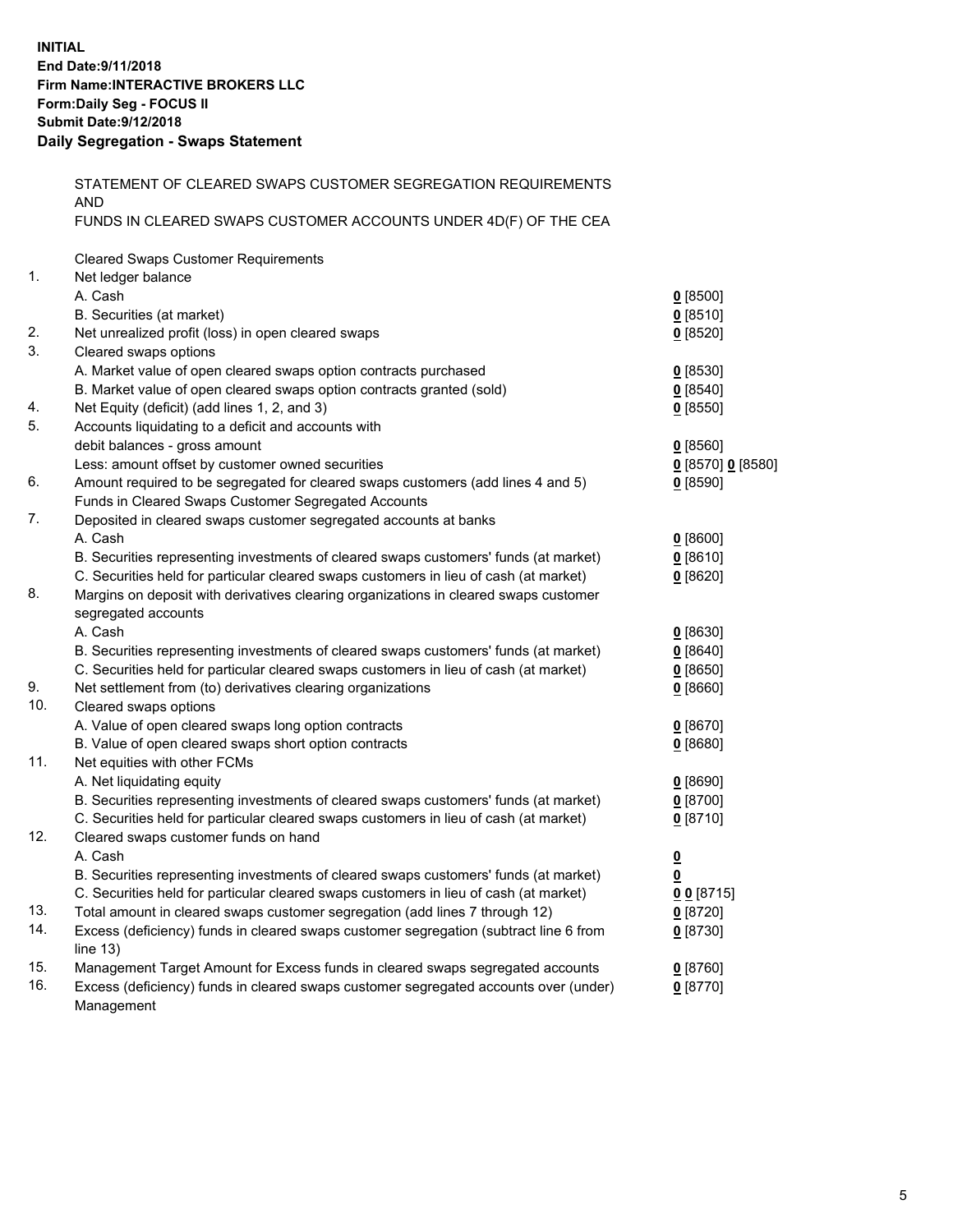**INITIAL**
**End Date:9/11/2018**
**Firm Name:INTERACTIVE BROKERS LLC**
**Form:Daily Seg - FOCUS II**
**Submit Date:9/12/2018**
**Daily Segregation - Swaps Statement**

STATEMENT OF CLEARED SWAPS CUSTOMER SEGREGATION REQUIREMENTS AND FUNDS IN CLEARED SWAPS CUSTOMER ACCOUNTS UNDER 4D(F) OF THE CEA

| | | |
|---|---|---|
| | Cleared Swaps Customer Requirements | |
| 1. | Net ledger balance | |
| | A. Cash | 0 [8500] |
| | B. Securities (at market) | 0 [8510] |
| 2. | Net unrealized profit (loss) in open cleared swaps | 0 [8520] |
| 3. | Cleared swaps options | |
| | A. Market value of open cleared swaps option contracts purchased | 0 [8530] |
| | B. Market value of open cleared swaps option contracts granted (sold) | 0 [8540] |
| 4. | Net Equity (deficit) (add lines 1, 2, and 3) | 0 [8550] |
| 5. | Accounts liquidating to a deficit and accounts with debit balances - gross amount | 0 [8560] |
| | Less: amount offset by customer owned securities | 0 [8570] 0 [8580] |
| 6. | Amount required to be segregated for cleared swaps customers (add lines 4 and 5) | 0 [8590] |
| | Funds in Cleared Swaps Customer Segregated Accounts | |
| 7. | Deposited in cleared swaps customer segregated accounts at banks | |
| | A. Cash | 0 [8600] |
| | B. Securities representing investments of cleared swaps customers' funds (at market) | 0 [8610] |
| | C. Securities held for particular cleared swaps customers in lieu of cash (at market) | 0 [8620] |
| 8. | Margins on deposit with derivatives clearing organizations in cleared swaps customer segregated accounts | |
| | A. Cash | 0 [8630] |
| | B. Securities representing investments of cleared swaps customers' funds (at market) | 0 [8640] |
| | C. Securities held for particular cleared swaps customers in lieu of cash (at market) | 0 [8650] |
| 9. | Net settlement from (to) derivatives clearing organizations | 0 [8660] |
| 10. | Cleared swaps options | |
| | A. Value of open cleared swaps long option contracts | 0 [8670] |
| | B. Value of open cleared swaps short option contracts | 0 [8680] |
| 11. | Net equities with other FCMs | |
| | A. Net liquidating equity | 0 [8690] |
| | B. Securities representing investments of cleared swaps customers' funds (at market) | 0 [8700] |
| | C. Securities held for particular cleared swaps customers in lieu of cash (at market) | 0 [8710] |
| 12. | Cleared swaps customer funds on hand | |
| | A. Cash | 0 |
| | B. Securities representing investments of cleared swaps customers' funds (at market) | 0 |
| | C. Securities held for particular cleared swaps customers in lieu of cash (at market) | 0 0 [8715] |
| 13. | Total amount in cleared swaps customer segregation (add lines 7 through 12) | 0 [8720] |
| 14. | Excess (deficiency) funds in cleared swaps customer segregation (subtract line 6 from line 13) | 0 [8730] |
| 15. | Management Target Amount for Excess funds in cleared swaps segregated accounts | 0 [8760] |
| 16. | Excess (deficiency) funds in cleared swaps customer segregated accounts over (under) Management | 0 [8770] |